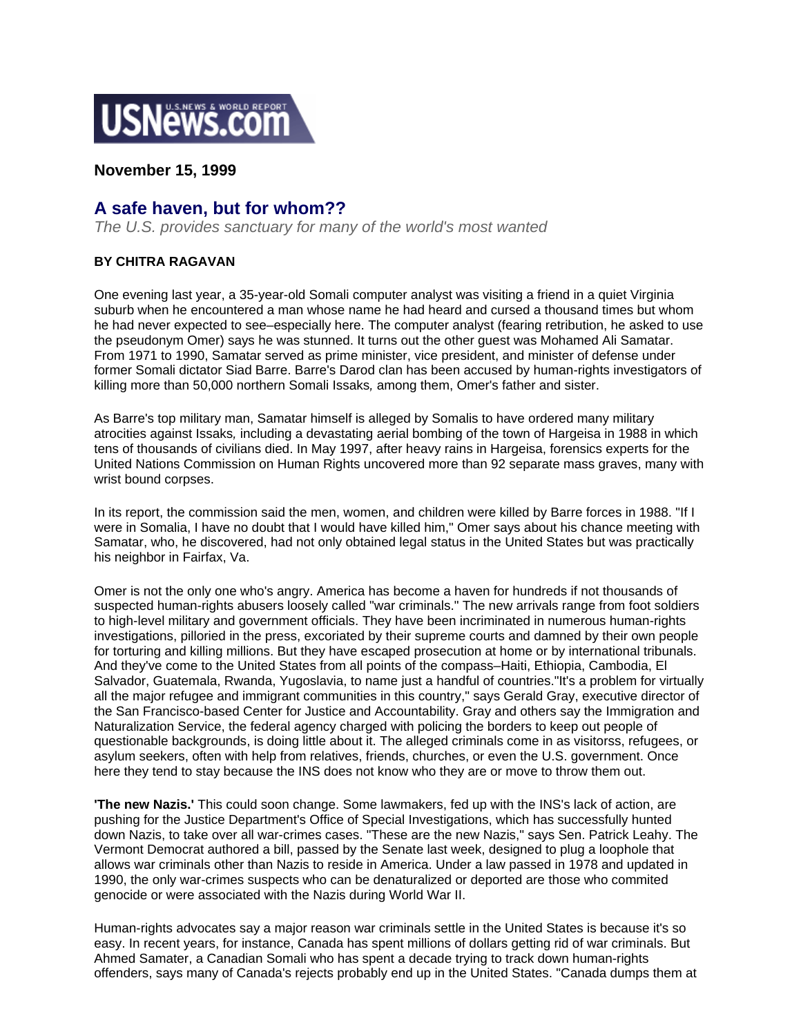USNews.com

**November 15, 1999**

## A safe haven, but for whom??

*The U.S. provides sanctuary for many of the world's most wanted*

**BY CHITRA RAGAVAN**

One evening last year, a 35-year-old Somali computer analyst was visiting a friend in a quiet Virginia suburb when he encountered a man whose name he had heard and cursed a thousand times but whom he had never expected to see–especially here. The computer analyst (fearing retribution, he asked to use the pseudonym Omer) says he was stunned. It turns out the other guest was Mohamed Ali Samatar. From 1971 to 1990, Samatar served as prime minister, vice president, and minister of defense under former Somali dictator Siad Barre. Barre's Darod clan has been accused by human-rights investigators of killing more than 50,000 northern Somali Issaks*,* among them, Omer's father and sister.

As Barre's top military man, Samatar himself is alleged by Somalis to have ordered many military atrocities against Issaks*,* including a devastating aerial bombing of the town of Hargeisa in 1988 in which tens of thousands of civilians died. In May 1997, after heavy rains in Hargeisa, forensics experts for the United Nations Commission on Human Rights uncovered more than 92 separate mass graves, many with wrist bound corpses.

In its report, the commission said the men, women, and children were killed by Barre forces in 1988. "If I were in Somalia, I have no doubt that I would have killed him," Omer says about his chance meeting with Samatar, who, he discovered, had not only obtained legal status in the United States but was practically his neighbor in Fairfax, Va.

Omer is not the only one who's angry. America has become a haven for hundreds if not thousands of suspected human-rights abusers loosely called "war criminals." The new arrivals range from foot soldiers to high-level military and government officials. They have been incriminated in numerous human-rights investigations, pilloried in the press, excoriated by their supreme courts and damned by their own people for torturing and killing millions. But they have escaped prosecution at home or by international tribunals. And they've come to the United States from all points of the compass–Haiti, Ethiopia, Cambodia, El Salvador, Guatemala, Rwanda, Yugoslavia, to name just a handful of countries."It's a problem for virtually all the major refugee and immigrant communities in this country," says Gerald Gray, executive director of the San Francisco-based Center for Justice and Accountability. Gray and others say the Immigration and Naturalization Service, the federal agency charged with policing the borders to keep out people of questionable backgrounds, is doing little about it. The alleged criminals come in as visitorss, refugees, or asylum seekers, often with help from relatives, friends, churches, or even the U.S. government. Once here they tend to stay because the INS does not know who they are or move to throw them out.

**'The new Nazis.'** This could soon change. Some lawmakers, fed up with the INS's lack of action, are pushing for the Justice Department's Office of Special Investigations, which has successfully hunted down Nazis, to take over all war-crimes cases. "These are the new Nazis," says Sen. Patrick Leahy. The Vermont Democrat authored a bill, passed by the Senate last week, designed to plug a loophole that allows war criminals other than Nazis to reside in America. Under a law passed in 1978 and updated in 1990, the only war-crimes suspects who can be denaturalized or deported are those who commited genocide or were associated with the Nazis during World War II.

Human-rights advocates say a major reason war criminals settle in the United States is because it's so easy. In recent years, for instance, Canada has spent millions of dollars getting rid of war criminals. But Ahmed Samater, a Canadian Somali who has spent a decade trying to track down human-rights offenders, says many of Canada's rejects probably end up in the United States. "Canada dumps them at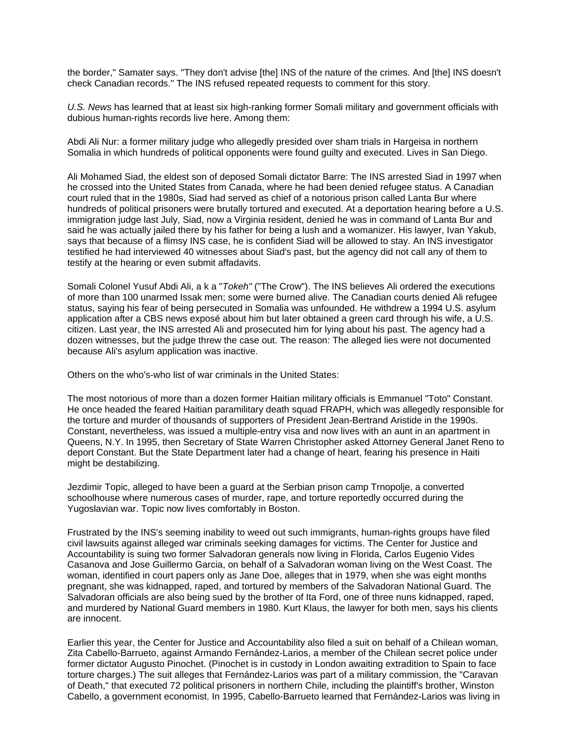the border," Samater says. "They don't advise [the] INS of the nature of the crimes. And [the] INS doesn't check Canadian records." The INS refused repeated requests to comment for this story.

*U.S. News* has learned that at least six high-ranking former Somali military and government officials with dubious human-rights records live here. Among them:

Abdi Ali Nur: a former military judge who allegedly presided over sham trials in Hargeisa in northern Somalia in which hundreds of political opponents were found guilty and executed. Lives in San Diego.

Ali Mohamed Siad, the eldest son of deposed Somali dictator Barre: The INS arrested Siad in 1997 when he crossed into the United States from Canada, where he had been denied refugee status. A Canadian court ruled that in the 1980s, Siad had served as chief of a notorious prison called Lanta Bur where hundreds of political prisoners were brutally tortured and executed. At a deportation hearing before a U.S. immigration judge last July, Siad, now a Virginia resident, denied he was in command of Lanta Bur and said he was actually jailed there by his father for being a lush and a womanizer. His lawyer, Ivan Yakub, says that because of a flimsy INS case, he is confident Siad will be allowed to stay. An INS investigator testified he had interviewed 40 witnesses about Siad's past, but the agency did not call any of them to testify at the hearing or even submit affadavits.

Somali Colonel Yusuf Abdi Ali, a k a "*Tokeh"* ("The Crow"). The INS believes Ali ordered the executions of more than 100 unarmed Issak men; some were burned alive. The Canadian courts denied Ali refugee status, saying his fear of being persecuted in Somalia was unfounded. He withdrew a 1994 U.S. asylum application after a CBS news exposé about him but later obtained a green card through his wife, a U.S. citizen. Last year, the INS arrested Ali and prosecuted him for lying about his past. The agency had a dozen witnesses, but the judge threw the case out. The reason: The alleged lies were not documented because Ali's asylum application was inactive.

Others on the who's-who list of war criminals in the United States:

The most notorious of more than a dozen former Haitian military officials is Emmanuel "Toto" Constant. He once headed the feared Haitian paramilitary death squad FRAPH, which was allegedly responsible for the torture and murder of thousands of supporters of President Jean-Bertrand Aristide in the 1990s. Constant, nevertheless, was issued a multiple-entry visa and now lives with an aunt in an apartment in Queens, N.Y. In 1995, then Secretary of State Warren Christopher asked Attorney General Janet Reno to deport Constant. But the State Department later had a change of heart, fearing his presence in Haiti might be destabilizing.

Jezdimir Topic, alleged to have been a guard at the Serbian prison camp Trnopolje, a converted schoolhouse where numerous cases of murder, rape, and torture reportedly occurred during the Yugoslavian war. Topic now lives comfortably in Boston.

Frustrated by the INS's seeming inability to weed out such immigrants, human-rights groups have filed civil lawsuits against alleged war criminals seeking damages for victims. The Center for Justice and Accountability is suing two former Salvadoran generals now living in Florida, Carlos Eugenio Vides Casanova and Jose Guillermo Garcia, on behalf of a Salvadoran woman living on the West Coast. The woman, identified in court papers only as Jane Doe, alleges that in 1979, when she was eight months pregnant, she was kidnapped, raped, and tortured by members of the Salvadoran National Guard. The Salvadoran officials are also being sued by the brother of Ita Ford, one of three nuns kidnapped, raped, and murdered by National Guard members in 1980. Kurt Klaus, the lawyer for both men, says his clients are innocent.

Earlier this year, the Center for Justice and Accountability also filed a suit on behalf of a Chilean woman, Zita Cabello-Barrueto, against Armando Fernández-Larios, a member of the Chilean secret police under former dictator Augusto Pinochet. (Pinochet is in custody in London awaiting extradition to Spain to face torture charges.) The suit alleges that Fernández-Larios was part of a military commission, the "Caravan of Death," that executed 72 political prisoners in northern Chile, including the plaintiff's brother, Winston Cabello, a government economist. In 1995, Cabello-Barrueto learned that Fernández-Larios was living in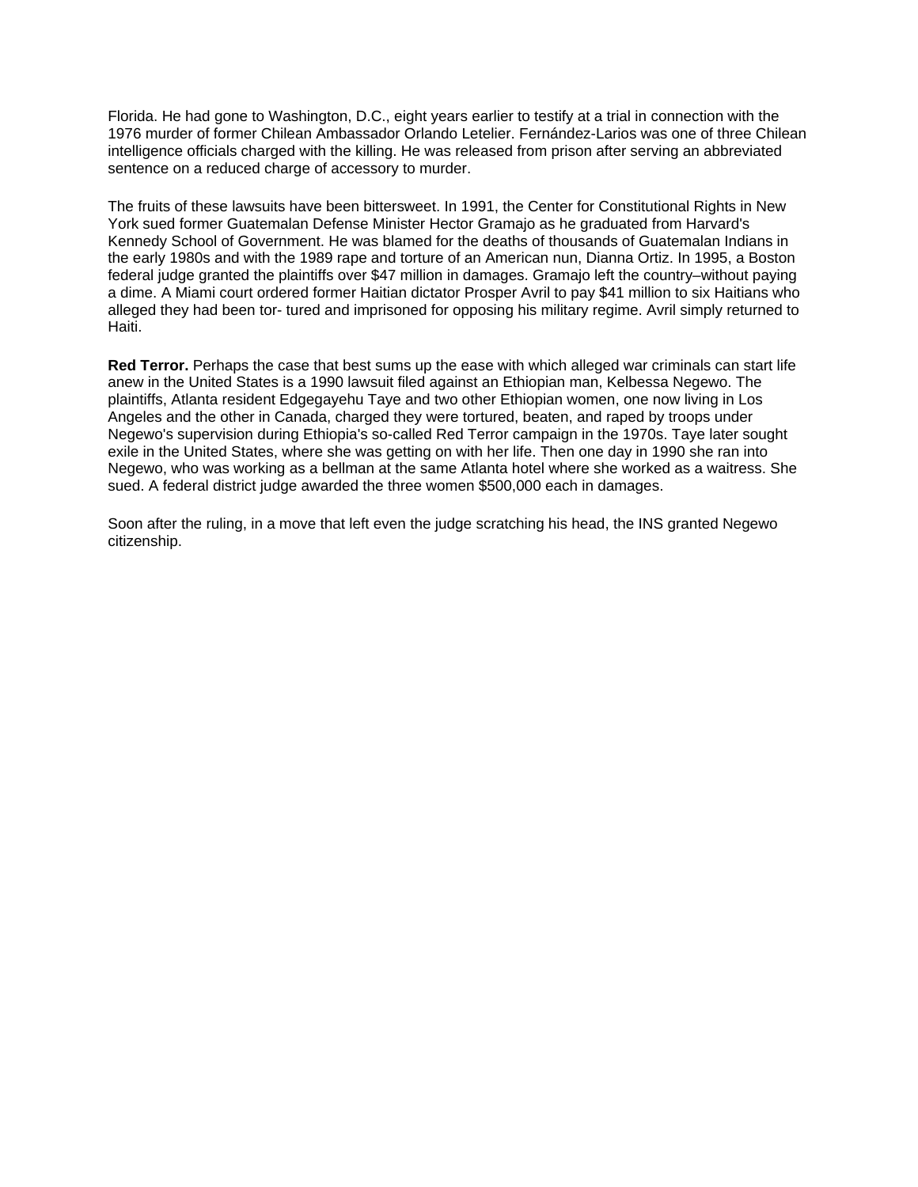Florida. He had gone to Washington, D.C., eight years earlier to testify at a trial in connection with the 1976 murder of former Chilean Ambassador Orlando Letelier. Fernández-Larios was one of three Chilean intelligence officials charged with the killing. He was released from prison after serving an abbreviated sentence on a reduced charge of accessory to murder.

The fruits of these lawsuits have been bittersweet. In 1991, the Center for Constitutional Rights in New York sued former Guatemalan Defense Minister Hector Gramajo as he graduated from Harvard's Kennedy School of Government. He was blamed for the deaths of thousands of Guatemalan Indians in the early 1980s and with the 1989 rape and torture of an American nun, Dianna Ortiz. In 1995, a Boston federal judge granted the plaintiffs over $47 million in damages. Gramajo left the country–without paying a dime. A Miami court ordered former Haitian dictator Prosper Avril to pay $41 million to six Haitians who alleged they had been tor- tured and imprisoned for opposing his military regime. Avril simply returned to Haiti.

**Red Terror.** Perhaps the case that best sums up the ease with which alleged war criminals can start life anew in the United States is a 1990 lawsuit filed against an Ethiopian man, Kelbessa Negewo. The plaintiffs, Atlanta resident Edgegayehu Taye and two other Ethiopian women, one now living in Los Angeles and the other in Canada, charged they were tortured, beaten, and raped by troops under Negewo's supervision during Ethiopia's so-called Red Terror campaign in the 1970s. Taye later sought exile in the United States, where she was getting on with her life. Then one day in 1990 she ran into Negewo, who was working as a bellman at the same Atlanta hotel where she worked as a waitress. She sued. A federal district judge awarded the three women $500,000 each in damages.

Soon after the ruling, in a move that left even the judge scratching his head, the INS granted Negewo citizenship.